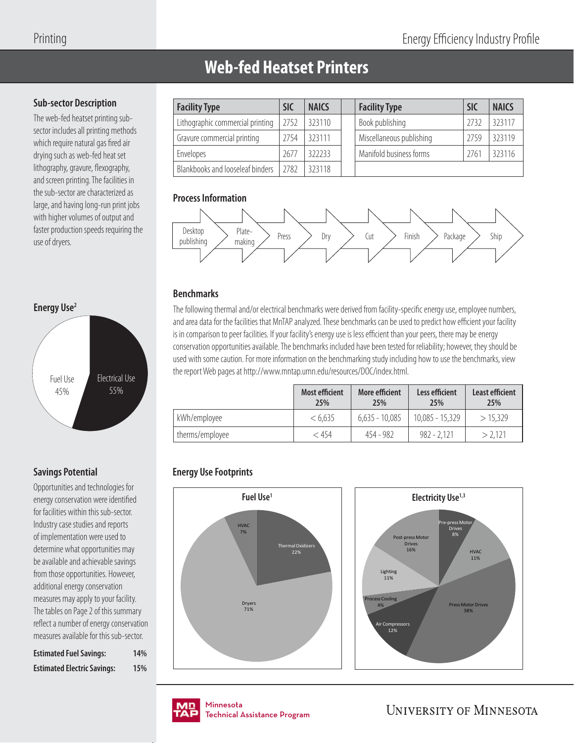# Web-fed Heatset Printers

## Sub-sector Description

The web-fed heatset printing sub-sector includes all printing methods which require natural gas fired air drying such as web-fed heat set lithography, gravure, flexography, and screen printing. The facilities in the sub-sector are characterized as large, and having long-run print jobs with higher volumes of output and faster production speeds requiring the use of dryers.

| Facility Type | SIC | NAICS | Facility Type | SIC | NAICS |
|---|---|---|---|---|---|
| Lithographic commercial printing | 2752 | 323110 | Book publishing | 2732 | 323117 |
| Gravure commercial printing | 2754 | 323111 | Miscellaneous publishing | 2759 | 323119 |
| Envelopes | 2677 | 322233 | Manifold business forms | 2761 | 323116 |
| Blankbooks and looseleaf binders | 2782 | 323118 | | | |

## Process Information

Desktop publishing → Plate-making → Press → Dry → Cut → Finish → Package → Ship

## Energy Use[2]

Fuel Use 45%

Electrical Use 55%

## Benchmarks

The following thermal and/or electrical benchmarks were derived from facility-specific energy use, employee numbers, and area data for the facilities that MnTAP analyzed. These benchmarks can be used to predict how efficient your facility is in comparison to peer facilities. If your facility's energy use is less efficient than your peers, there may be energy conservation opportunities available. The benchmarks included have been tested for reliability; however, they should be used with some caution. For more information on the benchmarking study including how to use the benchmarks, view the report Web pages at http://www.mntap.umn.edu/resources/DOC/index.html.

| | Most efficient 25% | More efficient 25% | Less efficient 25% | Least efficient 25% |
|---|---|---|---|---|
| kWh/employee | < 6,635 | 6,635 - 10,085 | 10,085 - 15,329 | > 15,329 |
| therms/employee | < 454 | 454 - 982 | 982 - 2,121 | > 2,121 |

## Savings Potential

Opportunities and technologies for energy conservation were identified for facilities within this sub-sector. Industry case studies and reports of implementation were used to determine what opportunities may be available and achievable savings from those opportunities. However, additional energy conservation measures may apply to your facility. The tables on Page 2 of this summary reflect a number of energy conservation measures available for this sub-sector.

**Estimated Fuel Savings:** 14%

**Estimated Electric Savings:** 15%

## Energy Use Footprints

**Fuel Use[1]**

- Thermal Oxidizers 22%
- Dryers 71%
- HVAC 7%

**Electricity Use[1,3]**

- Pre-press Motor Drives 8%
- HVAC 11%
- Press Motor Drives 38%
- Air Compressors 12%
- Process Cooling 4%
- Lighting 11%
- Post-press Motor Drives 16%

Minnesota Technical Assistance Program

University of Minnesota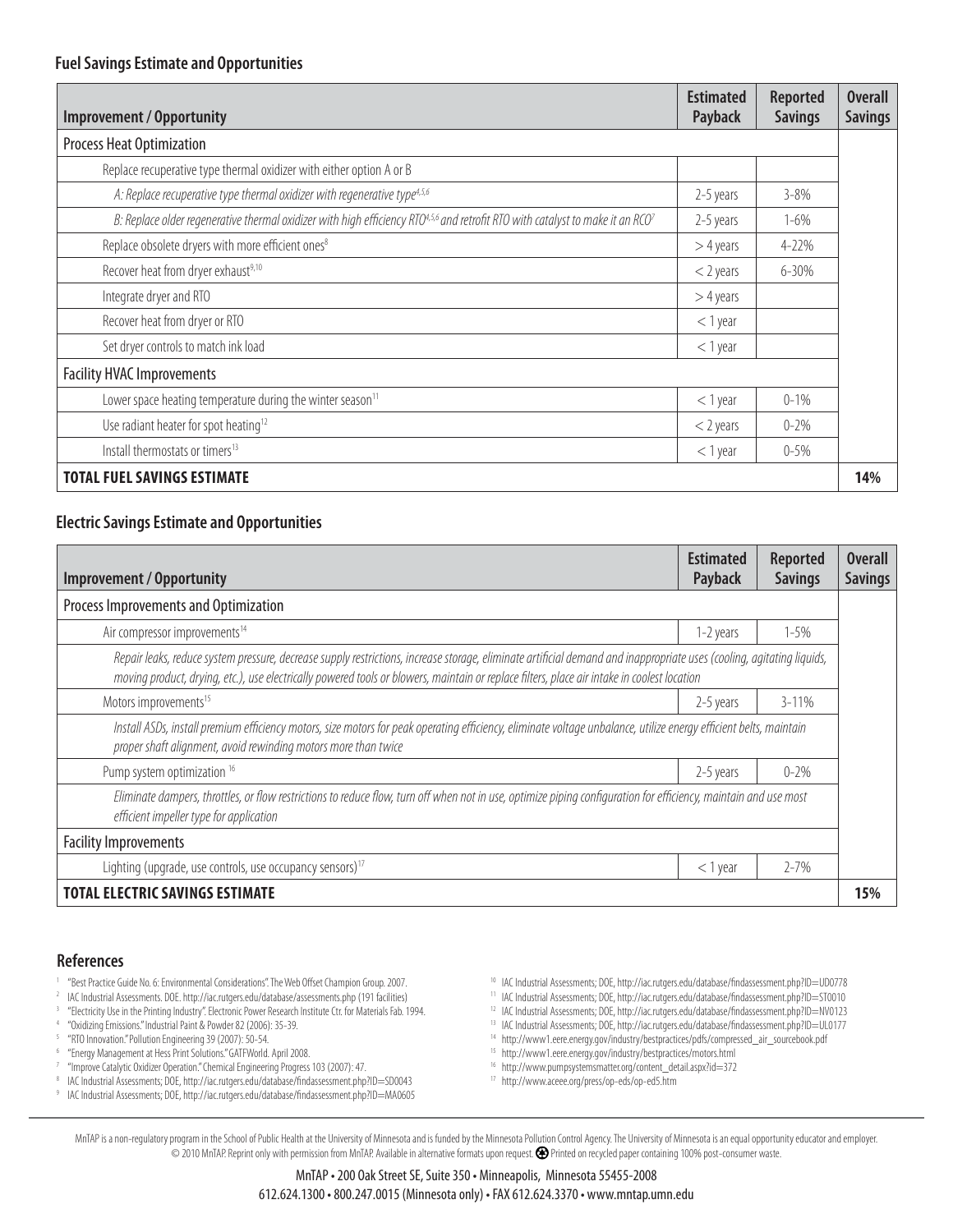## Fuel Savings Estimate and Opportunities

| Improvement / Opportunity | Estimated Payback | Reported Savings | Overall Savings |
|---|---|---|---|
| Process Heat Optimization | | | |
| Replace recuperative type thermal oxidizer with either option A or B | | | |
| *A: Replace recuperative type thermal oxidizer with regenerative type*[4,5,6] | 2-5 years | 3-8% | |
| *B: Replace older regenerative thermal oxidizer with high efficiency RTO*[4,5,6] *and retrofit RTO with catalyst to make it an RCO*[7] | 2-5 years | 1-6% | |
| Replace obsolete dryers with more efficient ones[8] | > 4 years | 4-22% | |
| Recover heat from dryer exhaust[9,10] | < 2 years | 6-30% | |
| Integrate dryer and RTO | > 4 years | | |
| Recover heat from dryer or RTO | < 1 year | | |
| Set dryer controls to match ink load | < 1 year | | |
| Facility HVAC Improvements | | | |
| Lower space heating temperature during the winter season[11] | < 1 year | 0-1% | |
| Use radiant heater for spot heating[12] | < 2 years | 0-2% | |
| Install thermostats or timers[13] | < 1 year | 0-5% | |
| **TOTAL FUEL SAVINGS ESTIMATE** | | | **14%** |

## Electric Savings Estimate and Opportunities

| Improvement / Opportunity | Estimated Payback | Reported Savings | Overall Savings |
|---|---|---|---|
| Process Improvements and Optimization | | | |
| Air compressor improvements[14] | 1-2 years | 1-5% | |
| *Repair leaks, reduce system pressure, decrease supply restrictions, increase storage, eliminate artificial demand and inappropriate uses (cooling, agitating liquids, moving product, drying, etc.), use electrically powered tools or blowers, maintain or replace filters, place air intake in coolest location* | | | |
| Motors improvements[15] | 2-5 years | 3-11% | |
| *Install ASDs, install premium efficiency motors, size motors for peak operating efficiency, eliminate voltage unbalance, utilize energy efficient belts, maintain proper shaft alignment, avoid rewinding motors more than twice* | | | |
| Pump system optimization[16] | 2-5 years | 0-2% | |
| *Eliminate dampers, throttles, or flow restrictions to reduce flow, turn off when not in use, optimize piping configuration for efficiency, maintain and use most efficient impeller type for application* | | | |
| Facility Improvements | | | |
| Lighting (upgrade, use controls, use occupancy sensors)[17] | < 1 year | 2-7% | |
| **TOTAL ELECTRIC SAVINGS ESTIMATE** | | | **15%** |

## References

1. "Best Practice Guide No. 6: Environmental Considerations". The Web Offset Champion Group. 2007.
2. IAC Industrial Assessments. DOE. http://iac.rutgers.edu/database/assessments.php (191 facilities)
3. "Electricity Use in the Printing Industry". Electronic Power Research Institute Ctr. for Materials Fab. 1994.
4. "Oxidizing Emissions." Industrial Paint & Powder 82 (2006): 35-39.
5. "RTO Innovation." Pollution Engineering 39 (2007): 50-54.
6. "Energy Management at Hess Print Solutions." GATFWorld. April 2008.
7. "Improve Catalytic Oxidizer Operation." Chemical Engineering Progress 103 (2007): 47.
8. IAC Industrial Assessments; DOE, http://iac.rutgers.edu/database/findassessment.php?ID=SD0043
9. IAC Industrial Assessments; DOE, http://iac.rutgers.edu/database/findassessment.php?ID=MA0605
10. IAC Industrial Assessments; DOE, http://iac.rutgers.edu/database/findassessment.php?ID=UD0778
11. IAC Industrial Assessments; DOE, http://iac.rutgers.edu/database/findassessment.php?ID=ST0010
12. IAC Industrial Assessments; DOE, http://iac.rutgers.edu/database/findassessment.php?ID=NV0123
13. IAC Industrial Assessments; DOE, http://iac.rutgers.edu/database/findassessment.php?ID=UL0177
14. http://www1.eere.energy.gov/industry/bestpractices/pdfs/compressed_air_sourcebook.pdf
15. http://www1.eere.energy.gov/industry/bestpractices/motors.html
16. http://www.pumpsystemsmatter.org/content_detail.aspx?id=372
17. http://www.aceee.org/press/op-eds/op-ed5.htm

MnTAP is a non-regulatory program in the School of Public Health at the University of Minnesota and is funded by the Minnesota Pollution Control Agency. The University of Minnesota is an equal opportunity educator and employer. © 2010 MnTAP. Reprint only with permission from MnTAP. Available in alternative formats upon request. Printed on recycled paper containing 100% post-consumer waste.

MnTAP • 200 Oak Street SE, Suite 350 • Minneapolis, Minnesota 55455-2008
612.624.1300 • 800.247.0015 (Minnesota only) • FAX 612.624.3370 • www.mntap.umn.edu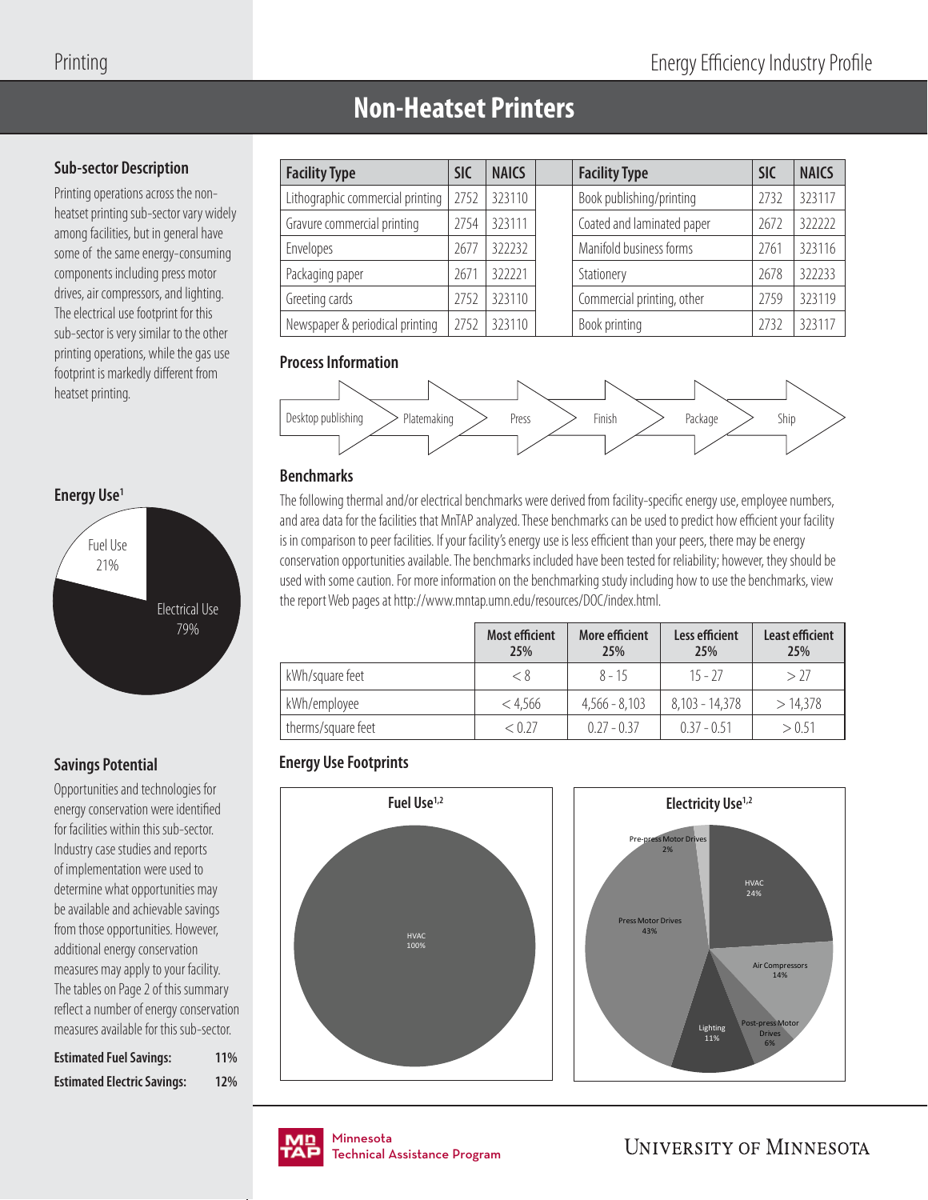# Non-Heatset Printers

## Sub-sector Description

Printing operations across the non-heatset printing sub-sector vary widely among facilities, but in general have some of the same energy-consuming components including press motor drives, air compressors, and lighting. The electrical use footprint for this sub-sector is very similar to the other printing operations, while the gas use footprint is markedly different from heatset printing.

| Facility Type | SIC | NAICS | | Facility Type | SIC | NAICS |
|---|---|---|---|---|---|---|
| Lithographic commercial printing | 2752 | 323110 | | Book publishing/printing | 2732 | 323117 |
| Gravure commercial printing | 2754 | 323111 | | Coated and laminated paper | 2672 | 322222 |
| Envelopes | 2677 | 322232 | | Manifold business forms | 2761 | 323116 |
| Packaging paper | 2671 | 322221 | | Stationery | 2678 | 322233 |
| Greeting cards | 2752 | 323110 | | Commercial printing, other | 2759 | 323119 |
| Newspaper & periodical printing | 2752 | 323110 | | Book printing | 2732 | 323117 |

## Process Information

Desktop publishing → Platemaking → Press → Finish → Package → Ship

## Energy Use[1]

Fuel Use 21%

Electrical Use 79%

## Benchmarks

The following thermal and/or electrical benchmarks were derived from facility-specific energy use, employee numbers, and area data for the facilities that MnTAP analyzed. These benchmarks can be used to predict how efficient your facility is in comparison to peer facilities. If your facility's energy use is less efficient than your peers, there may be energy conservation opportunities available. The benchmarks included have been tested for reliability; however, they should be used with some caution. For more information on the benchmarking study including how to use the benchmarks, view the report Web pages at http://www.mntap.umn.edu/resources/DOC/index.html.

| | Most efficient 25% | More efficient 25% | Less efficient 25% | Least efficient 25% |
|---|---|---|---|---|
| kWh/square feet | < 8 | 8 - 15 | 15 - 27 | > 27 |
| kWh/employee | < 4,566 | 4,566 - 8,103 | 8,103 - 14,378 | > 14,378 |
| therms/square feet | < 0.27 | 0.27 - 0.37 | 0.37 - 0.51 | > 0.51 |

## Savings Potential

Opportunities and technologies for energy conservation were identified for facilities within this sub-sector. Industry case studies and reports of implementation were used to determine what opportunities may be available and achievable savings from those opportunities. However, additional energy conservation measures may apply to your facility. The tables on Page 2 of this summary reflect a number of energy conservation measures available for this sub-sector.

**Estimated Fuel Savings:** 11%

**Estimated Electric Savings:** 12%

## Energy Use Footprints

**Fuel Use[1,2]**

HVAC 100%

**Electricity Use[1,2]**

HVAC 24%

Air Compressors 14%

Post-press Motor Drives 6%

Lighting 11%

Press Motor Drives 43%

Pre-press Motor Drives 2%

Minnesota Technical Assistance Program

University of Minnesota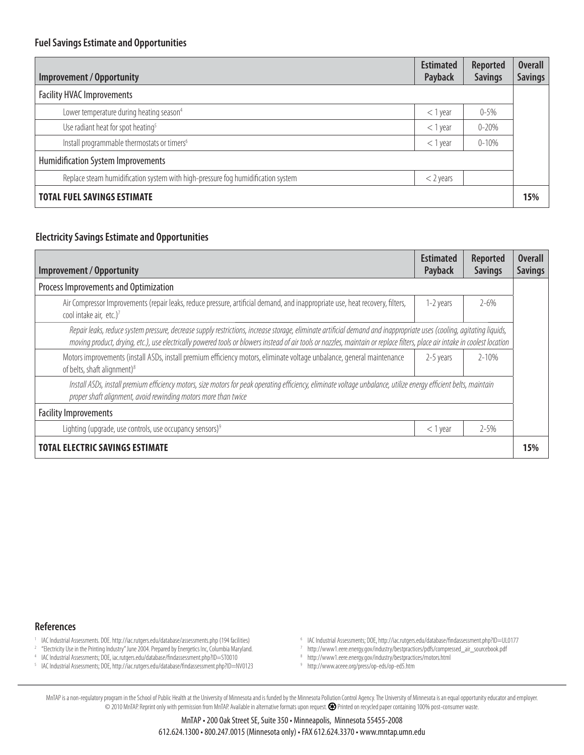### Fuel Savings Estimate and Opportunities

| Improvement / Opportunity | Estimated Payback | Reported Savings | Overall Savings |
|---|---|---|---|
| Facility HVAC Improvements | | | |
| Lower temperature during heating season[4] | < 1 year | 0-5% | |
| Use radiant heat for spot heating[5] | < 1 year | 0-20% | |
| Install programmable thermostats or timers[6] | < 1 year | 0-10% | |
| Humidification System Improvements | | | |
| Replace steam humidification system with high-pressure fog humidification system | < 2 years | | |
| **TOTAL FUEL SAVINGS ESTIMATE** | | | **15%** |

### Electricity Savings Estimate and Opportunities

| Improvement / Opportunity | Estimated Payback | Reported Savings | Overall Savings |
|---|---|---|---|
| Process Improvements and Optimization | | | |
| Air Compressor Improvements (repair leaks, reduce pressure, artificial demand, and inappropriate use, heat recovery, filters, cool intake air, etc.)[7] | 1-2 years | 2-6% | |
| *Repair leaks, reduce system pressure, decrease supply restrictions, increase storage, eliminate artificial demand and inappropriate uses (cooling, agitating liquids, moving product, drying, etc.), use electrically powered tools or blowers instead of air tools or nozzles, maintain or replace filters, place air intake in coolest location* | | | |
| Motors improvements (install ASDs, install premium efficiency motors, eliminate voltage unbalance, general maintenance of belts, shaft alignment)[8] | 2-5 years | 2-10% | |
| *Install ASDs, install premium efficiency motors, size motors for peak operating efficiency, eliminate voltage unbalance, utilize energy efficient belts, maintain proper shaft alignment, avoid rewinding motors more than twice* | | | |
| Facility Improvements | | | |
| Lighting (upgrade, use controls, use occupancy sensors)[9] | < 1 year | 2-5% | |
| **TOTAL ELECTRIC SAVINGS ESTIMATE** | | | **15%** |

## References

1. IAC Industrial Assessments. DOE. http://iac.rutgers.edu/database/assessments.php (194 facilities)
2. "Electricity Use in the Printing Industry" June 2004. Prepared by Energetics Inc, Columbia Maryland.
4. IAC Industrial Assessments; DOE, iac.rutgers.edu/database/findassessment.php?ID=ST0010
5. IAC Industrial Assessments; DOE, http://iac.rutgers.edu/database/findassessment.php?ID=NV0123
6. IAC Industrial Assessments; DOE, http://iac.rutgers.edu/database/findassessment.php?ID=UL0177
7. http://www1.eere.energy.gov/industry/bestpractices/pdfs/compressed_air_sourcebook.pdf
8. http://www1.eere.energy.gov/industry/bestpractices/motors.html
9. http://www.aceee.org/press/op-eds/op-ed5.htm

MnTAP is a non-regulatory program in the School of Public Health at the University of Minnesota and is funded by the Minnesota Pollution Control Agency. The University of Minnesota is an equal opportunity educator and employer. © 2010 MnTAP. Reprint only with permission from MnTAP. Available in alternative formats upon request. Printed on recycled paper containing 100% post-consumer waste.

MnTAP • 200 Oak Street SE, Suite 350 • Minneapolis, Minnesota 55455-2008
612.624.1300 • 800.247.0015 (Minnesota only) • FAX 612.624.3370 • www.mntap.umn.edu